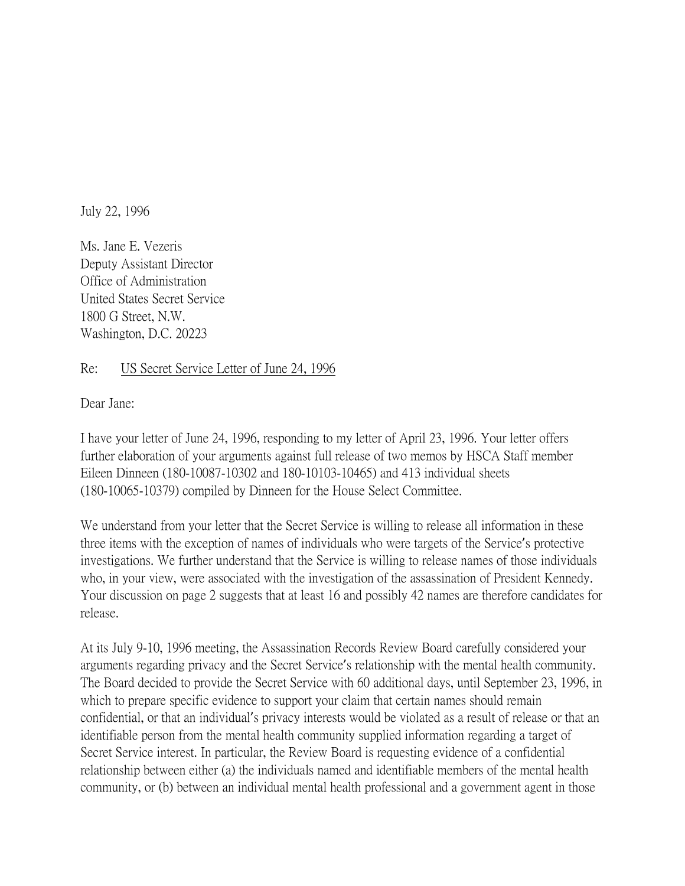July 22, 1996

Ms. Jane E. Vezeris
Deputy Assistant Director
Office of Administration
United States Secret Service
1800 G Street, N.W.
Washington, D.C. 20223

Re: US Secret Service Letter of June 24, 1996

Dear Jane:

I have your letter of June 24, 1996, responding to my letter of April 23, 1996. Your letter offers further elaboration of your arguments against full release of two memos by HSCA Staff member Eileen Dinneen (180-10087-10302 and 180-10103-10465) and 413 individual sheets (180-10065-10379) compiled by Dinneen for the House Select Committee.

We understand from your letter that the Secret Service is willing to release all information in these three items with the exception of names of individuals who were targets of the Service's protective investigations. We further understand that the Service is willing to release names of those individuals who, in your view, were associated with the investigation of the assassination of President Kennedy. Your discussion on page 2 suggests that at least 16 and possibly 42 names are therefore candidates for release.

At its July 9-10, 1996 meeting, the Assassination Records Review Board carefully considered your arguments regarding privacy and the Secret Service's relationship with the mental health community. The Board decided to provide the Secret Service with 60 additional days, until September 23, 1996, in which to prepare specific evidence to support your claim that certain names should remain confidential, or that an individual's privacy interests would be violated as a result of release or that an identifiable person from the mental health community supplied information regarding a target of Secret Service interest. In particular, the Review Board is requesting evidence of a confidential relationship between either (a) the individuals named and identifiable members of the mental health community, or (b) between an individual mental health professional and a government agent in those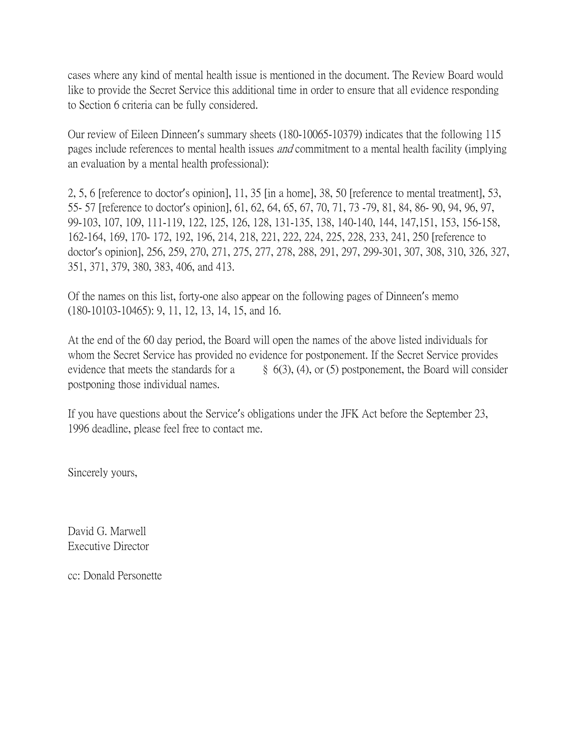cases where any kind of mental health issue is mentioned in the document. The Review Board would like to provide the Secret Service this additional time in order to ensure that all evidence responding to Section 6 criteria can be fully considered.

Our review of Eileen Dinneen's summary sheets (180-10065-10379) indicates that the following 115 pages include references to mental health issues *and* commitment to a mental health facility (implying an evaluation by a mental health professional):

2, 5, 6 [reference to doctor's opinion], 11, 35 [in a home], 38, 50 [reference to mental treatment], 53, 55- 57 [reference to doctor's opinion], 61, 62, 64, 65, 67, 70, 71, 73 -79, 81, 84, 86- 90, 94, 96, 97, 99-103, 107, 109, 111-119, 122, 125, 126, 128, 131-135, 138, 140-140, 144, 147,151, 153, 156-158, 162-164, 169, 170- 172, 192, 196, 214, 218, 221, 222, 224, 225, 228, 233, 241, 250 [reference to doctor's opinion], 256, 259, 270, 271, 275, 277, 278, 288, 291, 297, 299-301, 307, 308, 310, 326, 327, 351, 371, 379, 380, 383, 406, and 413.

Of the names on this list, forty-one also appear on the following pages of Dinneen's memo (180-10103-10465): 9, 11, 12, 13, 14, 15, and 16.

At the end of the 60 day period, the Board will open the names of the above listed individuals for whom the Secret Service has provided no evidence for postponement. If the Secret Service provides evidence that meets the standards for a § 6(3), (4), or (5) postponement, the Board will consider postponing those individual names.

If you have questions about the Service's obligations under the JFK Act before the September 23, 1996 deadline, please feel free to contact me.

Sincerely yours,

David G. Marwell
Executive Director

cc: Donald Personette